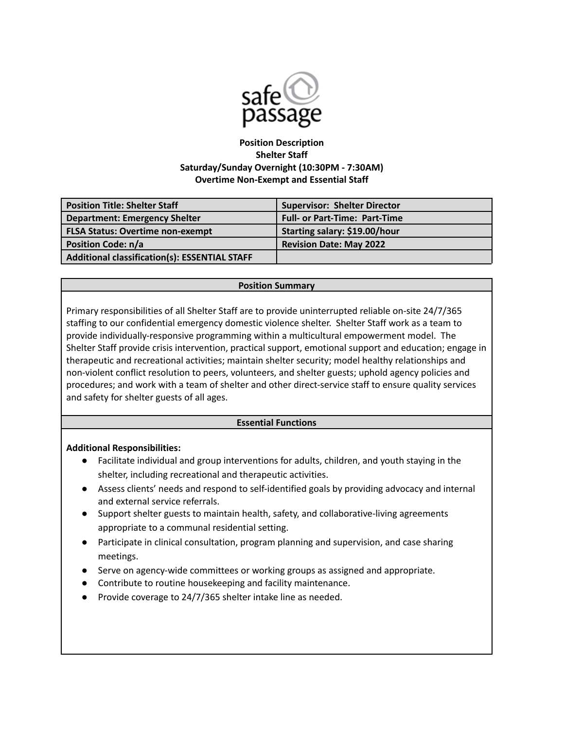safe passage

**Position Description**
**Shelter Staff**
**Saturday/Sunday Overnight (10:30PM - 7:30AM)**
**Overtime Non-Exempt and Essential Staff**

| Position Title: Shelter Staff | Supervisor: Shelter Director |
|---|---|
| Department: Emergency Shelter | Full- or Part-Time: Part-Time |
| FLSA Status: Overtime non-exempt | Starting salary: $19.00/hour |
| Position Code: n/a | Revision Date: May 2022 |
| Additional classification(s): ESSENTIAL STAFF | |

## Position Summary

Primary responsibilities of all Shelter Staff are to provide uninterrupted reliable on-site 24/7/365 staffing to our confidential emergency domestic violence shelter. Shelter Staff work as a team to provide individually-responsive programming within a multicultural empowerment model. The Shelter Staff provide crisis intervention, practical support, emotional support and education; engage in therapeutic and recreational activities; maintain shelter security; model healthy relationships and non-violent conflict resolution to peers, volunteers, and shelter guests; uphold agency policies and procedures; and work with a team of shelter and other direct-service staff to ensure quality services and safety for shelter guests of all ages.

## Essential Functions

**Additional Responsibilities:**

- Facilitate individual and group interventions for adults, children, and youth staying in the shelter, including recreational and therapeutic activities.
- Assess clients' needs and respond to self-identified goals by providing advocacy and internal and external service referrals.
- Support shelter guests to maintain health, safety, and collaborative-living agreements appropriate to a communal residential setting.
- Participate in clinical consultation, program planning and supervision, and case sharing meetings.
- Serve on agency-wide committees or working groups as assigned and appropriate.
- Contribute to routine housekeeping and facility maintenance.
- Provide coverage to 24/7/365 shelter intake line as needed.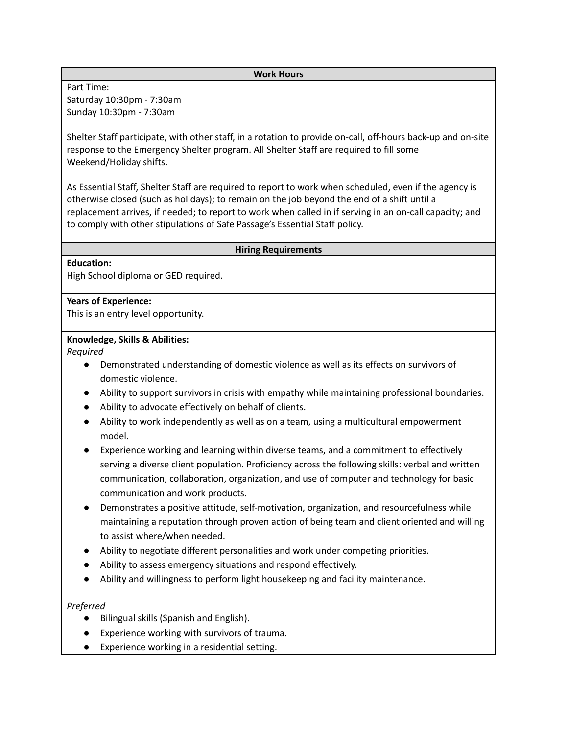## Work Hours

Part Time:
Saturday 10:30pm - 7:30am
Sunday 10:30pm - 7:30am

Shelter Staff participate, with other staff, in a rotation to provide on-call, off-hours back-up and on-site response to the Emergency Shelter program. All Shelter Staff are required to fill some Weekend/Holiday shifts.

As Essential Staff, Shelter Staff are required to report to work when scheduled, even if the agency is otherwise closed (such as holidays); to remain on the job beyond the end of a shift until a replacement arrives, if needed; to report to work when called in if serving in an on-call capacity; and to comply with other stipulations of Safe Passage's Essential Staff policy.

## Hiring Requirements

**Education:**
High School diploma or GED required.

**Years of Experience:**
This is an entry level opportunity.

**Knowledge, Skills & Abilities:**

*Required*

- Demonstrated understanding of domestic violence as well as its effects on survivors of domestic violence.
- Ability to support survivors in crisis with empathy while maintaining professional boundaries.
- Ability to advocate effectively on behalf of clients.
- Ability to work independently as well as on a team, using a multicultural empowerment model.
- Experience working and learning within diverse teams, and a commitment to effectively serving a diverse client population. Proficiency across the following skills: verbal and written communication, collaboration, organization, and use of computer and technology for basic communication and work products.
- Demonstrates a positive attitude, self-motivation, organization, and resourcefulness while maintaining a reputation through proven action of being team and client oriented and willing to assist where/when needed.
- Ability to negotiate different personalities and work under competing priorities.
- Ability to assess emergency situations and respond effectively.
- Ability and willingness to perform light housekeeping and facility maintenance.

*Preferred*

- Bilingual skills (Spanish and English).
- Experience working with survivors of trauma.
- Experience working in a residential setting.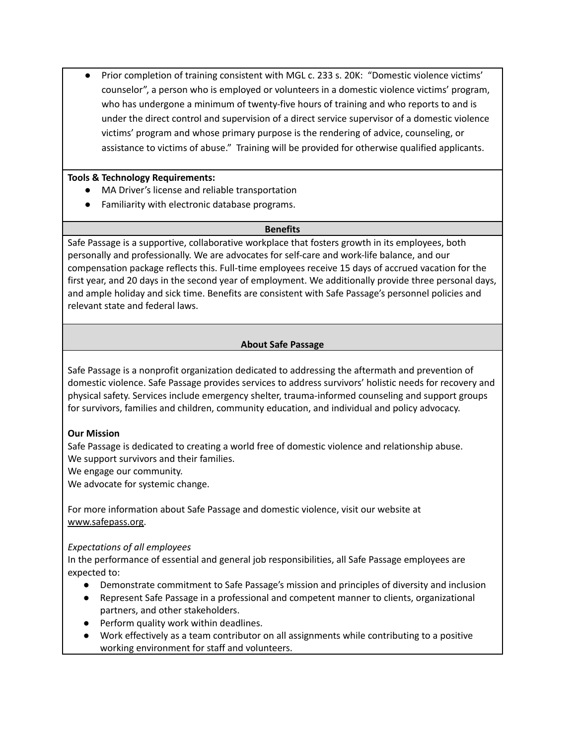- Prior completion of training consistent with MGL c. 233 s. 20K: "Domestic violence victims' counselor", a person who is employed or volunteers in a domestic violence victims' program, who has undergone a minimum of twenty-five hours of training and who reports to and is under the direct control and supervision of a direct service supervisor of a domestic violence victims' program and whose primary purpose is the rendering of advice, counseling, or assistance to victims of abuse." Training will be provided for otherwise qualified applicants.

**Tools & Technology Requirements:**

- MA Driver's license and reliable transportation
- Familiarity with electronic database programs.

## Benefits

Safe Passage is a supportive, collaborative workplace that fosters growth in its employees, both personally and professionally. We are advocates for self-care and work-life balance, and our compensation package reflects this. Full-time employees receive 15 days of accrued vacation for the first year, and 20 days in the second year of employment. We additionally provide three personal days, and ample holiday and sick time. Benefits are consistent with Safe Passage's personnel policies and relevant state and federal laws.

## About Safe Passage

Safe Passage is a nonprofit organization dedicated to addressing the aftermath and prevention of domestic violence. Safe Passage provides services to address survivors' holistic needs for recovery and physical safety. Services include emergency shelter, trauma-informed counseling and support groups for survivors, families and children, community education, and individual and policy advocacy.

**Our Mission**

Safe Passage is dedicated to creating a world free of domestic violence and relationship abuse.
We support survivors and their families.
We engage our community.
We advocate for systemic change.

For more information about Safe Passage and domestic violence, visit our website at www.safepass.org.

*Expectations of all employees*

In the performance of essential and general job responsibilities, all Safe Passage employees are expected to:

- Demonstrate commitment to Safe Passage's mission and principles of diversity and inclusion
- Represent Safe Passage in a professional and competent manner to clients, organizational partners, and other stakeholders.
- Perform quality work within deadlines.
- Work effectively as a team contributor on all assignments while contributing to a positive working environment for staff and volunteers.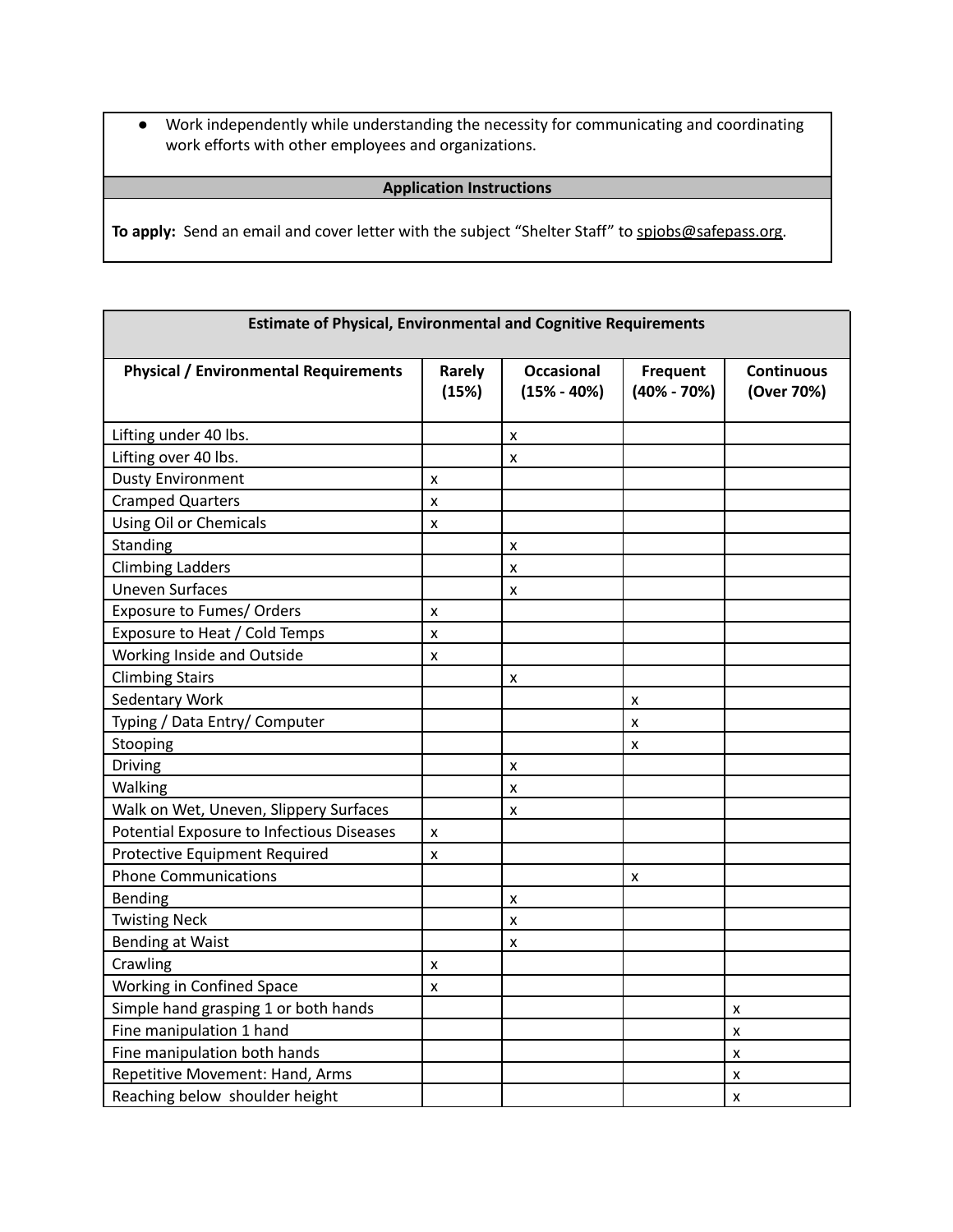- Work independently while understanding the necessity for communicating and coordinating work efforts with other employees and organizations.

**Application Instructions**

**To apply:** Send an email and cover letter with the subject "Shelter Staff" to spjobs@safepass.org.

| **Estimate of Physical, Environmental and Cognitive Requirements** | | | | |
|---|---|---|---|---|
| **Physical / Environmental Requirements** | **Rarely (15%)** | **Occasional (15% - 40%)** | **Frequent (40% - 70%)** | **Continuous (Over 70%)** |
| Lifting under 40 lbs. | | x | | |
| Lifting over 40 lbs. | | x | | |
| Dusty Environment | x | | | |
| Cramped Quarters | x | | | |
| Using Oil or Chemicals | x | | | |
| Standing | | x | | |
| Climbing Ladders | | x | | |
| Uneven Surfaces | | x | | |
| Exposure to Fumes/ Orders | x | | | |
| Exposure to Heat / Cold Temps | x | | | |
| Working Inside and Outside | x | | | |
| Climbing Stairs | | x | | |
| Sedentary Work | | | x | |
| Typing / Data Entry/ Computer | | | x | |
| Stooping | | | x | |
| Driving | | x | | |
| Walking | | x | | |
| Walk on Wet, Uneven, Slippery Surfaces | | x | | |
| Potential Exposure to Infectious Diseases | x | | | |
| Protective Equipment Required | x | | | |
| Phone Communications | | | x | |
| Bending | | x | | |
| Twisting Neck | | x | | |
| Bending at Waist | | x | | |
| Crawling | x | | | |
| Working in Confined Space | x | | | |
| Simple hand grasping 1 or both hands | | | | x |
| Fine manipulation 1 hand | | | | x |
| Fine manipulation both hands | | | | x |
| Repetitive Movement: Hand, Arms | | | | x |
| Reaching below shoulder height | | | | x |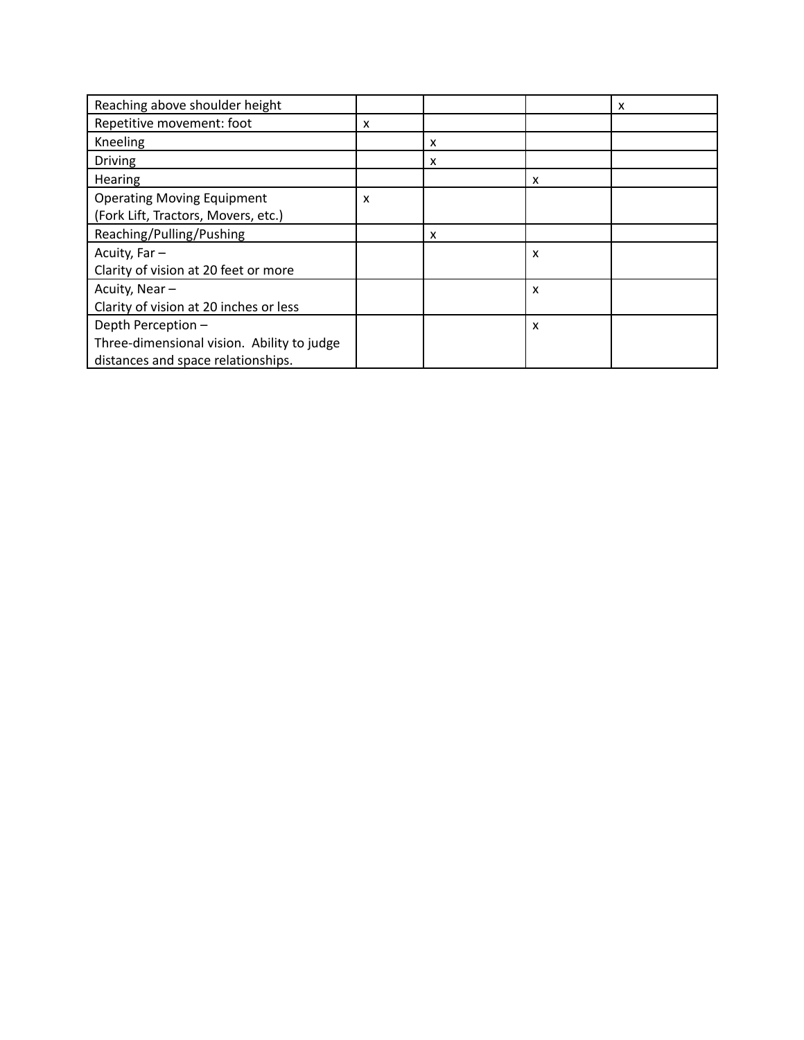| | | | | |
|---|---|---|---|---|
| Reaching above shoulder height | | | | x |
| Repetitive movement: foot | x | | | |
| Kneeling | | x | | |
| Driving | | x | | |
| Hearing | | | x | |
| Operating Moving Equipment (Fork Lift, Tractors, Movers, etc.) | x | | | |
| Reaching/Pulling/Pushing | | x | | |
| Acuity, Far – Clarity of vision at 20 feet or more | | | x | |
| Acuity, Near – Clarity of vision at 20 inches or less | | | x | |
| Depth Perception – Three-dimensional vision. Ability to judge distances and space relationships. | | | x | |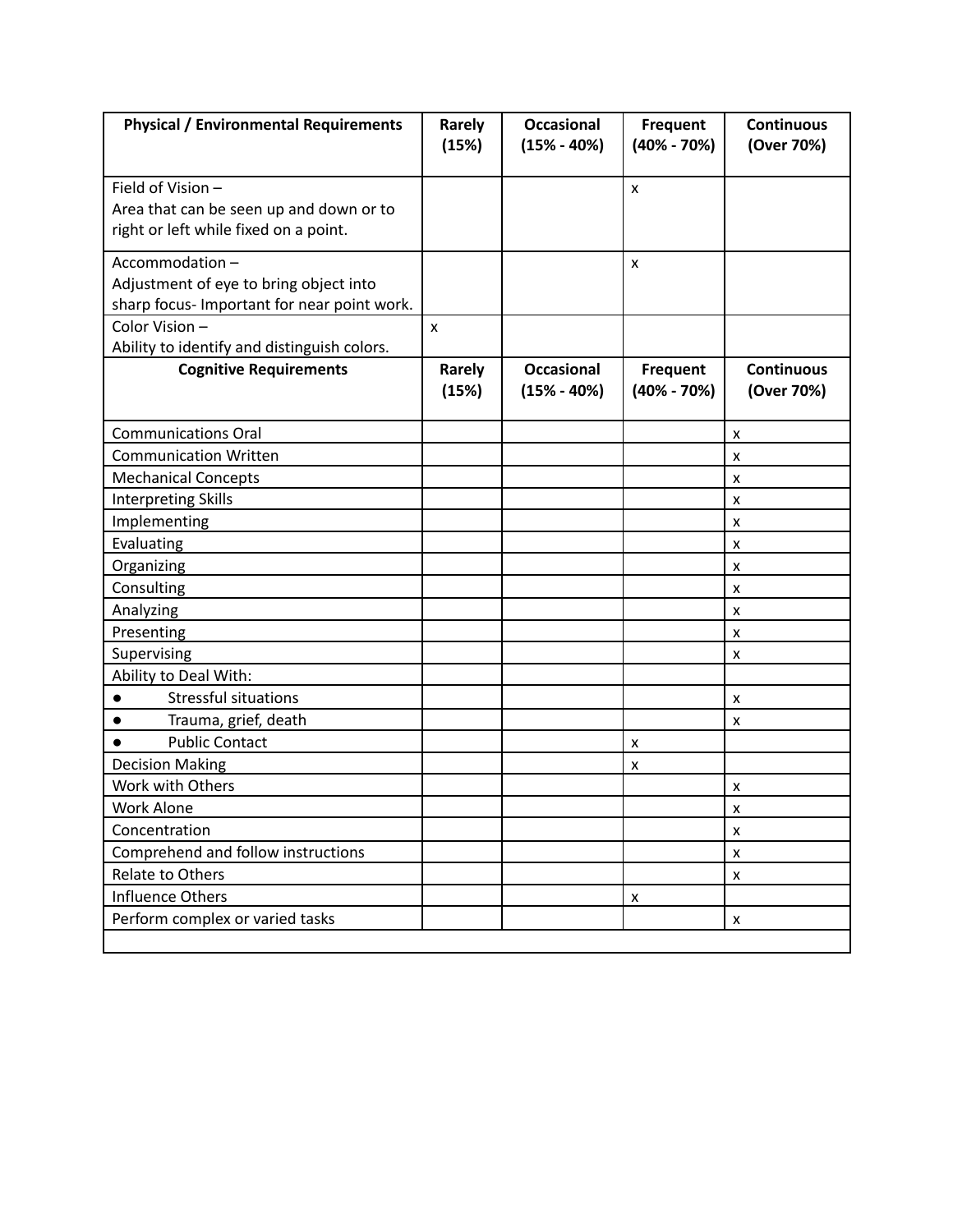| Physical / Environmental Requirements | Rarely (15%) | Occasional (15% - 40%) | Frequent (40% - 70%) | Continuous (Over 70%) |
|---|---|---|---|---|
| Field of Vision – Area that can be seen up and down or to right or left while fixed on a point. | | | x | |
| Accommodation – Adjustment of eye to bring object into sharp focus- Important for near point work. | | | x | |
| Color Vision – Ability to identify and distinguish colors. | x | | | |
| **Cognitive Requirements** | **Rarely (15%)** | **Occasional (15% - 40%)** | **Frequent (40% - 70%)** | **Continuous (Over 70%)** |
| Communications Oral | | | | x |
| Communication Written | | | | x |
| Mechanical Concepts | | | | x |
| Interpreting Skills | | | | x |
| Implementing | | | | x |
| Evaluating | | | | x |
| Organizing | | | | x |
| Consulting | | | | x |
| Analyzing | | | | x |
| Presenting | | | | x |
| Supervising | | | | x |
| Ability to Deal With: | | | | |
| ● Stressful situations | | | | x |
| ● Trauma, grief, death | | | | x |
| ● Public Contact | | | x | |
| Decision Making | | | x | |
| Work with Others | | | | x |
| Work Alone | | | | x |
| Concentration | | | | x |
| Comprehend and follow instructions | | | | x |
| Relate to Others | | | | x |
| Influence Others | | | x | |
| Perform complex or varied tasks | | | | x |
| | | | | |